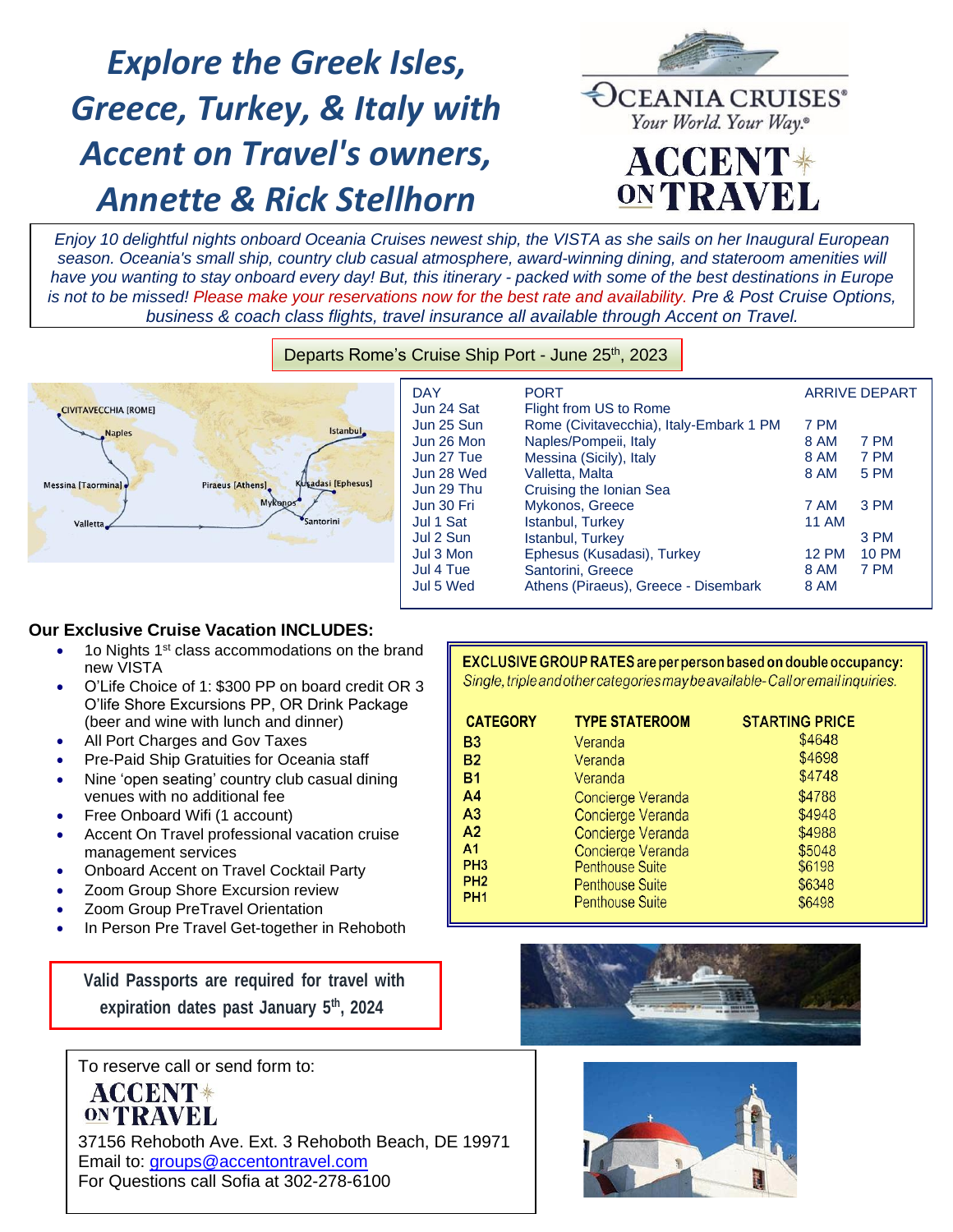# Explore the Greek Isles, Greece, Turkey, & Italy with Accent on Travel's owners, Annette & Rick Stellhorn

OCEANIA CRUISES® Your World. Your Way.®

ACCENT ON TRAVEL

*Enjoy 10 delightful nights onboard Oceania Cruises newest ship, the VISTA as she sails on her Inaugural European season. Oceania's small ship, country club casual atmosphere, award-winning dining, and stateroom amenities will have you wanting to stay onboard every day! But, this itinerary - packed with some of the best destinations in Europe is not to be missed! Please make your reservations now for the best rate and availability. Pre & Post Cruise Options, business & coach class flights, travel insurance all available through Accent on Travel.*

Departs Rome's Cruise Ship Port - June 25th, 2023

CIVITAVECCHIA [ROME], Naples, Istanbul, Messina [Taormina], Piraeus [Athens], Kusadasi [Ephesus], Mykonos, Santorini, Valletta

| DAY | PORT | ARRIVE | DEPART |
|---|---|---|---|
| Jun 24 Sat | Flight from US to Rome | | |
| Jun 25 Sun | Rome (Civitavecchia), Italy-Embark 1 PM | 7 PM | |
| Jun 26 Mon | Naples/Pompeii, Italy | 8 AM | 7 PM |
| Jun 27 Tue | Messina (Sicily), Italy | 8 AM | 7 PM |
| Jun 28 Wed | Valletta, Malta | 8 AM | 5 PM |
| Jun 29 Thu | Cruising the Ionian Sea | | |
| Jun 30 Fri | Mykonos, Greece | 7 AM | 3 PM |
| Jul 1 Sat | Istanbul, Turkey | 11 AM | |
| Jul 2 Sun | Istanbul, Turkey | | 3 PM |
| Jul 3 Mon | Ephesus (Kusadasi), Turkey | 12 PM | 10 PM |
| Jul 4 Tue | Santorini, Greece | 8 AM | 7 PM |
| Jul 5 Wed | Athens (Piraeus), Greece - Disembark | 8 AM | |

**Our Exclusive Cruise Vacation INCLUDES:**

- 1o Nights 1st class accommodations on the brand new VISTA
- O'Life Choice of 1: $300 PP on board credit OR 3 O'life Shore Excursions PP, OR Drink Package (beer and wine with lunch and dinner)
- All Port Charges and Gov Taxes
- Pre-Paid Ship Gratuities for Oceania staff
- Nine 'open seating' country club casual dining venues with no additional fee
- Free Onboard Wifi (1 account)
- Accent On Travel professional vacation cruise management services
- Onboard Accent on Travel Cocktail Party
- Zoom Group Shore Excursion review
- Zoom Group PreTravel Orientation
- In Person Pre Travel Get-together in Rehoboth

**EXCLUSIVE GROUP RATES are per person based on double occupancy:**
*Single, triple and other categories may be available- Call or email inquiries.*

| CATEGORY | TYPE STATEROOM | STARTING PRICE |
|---|---|---|
| B3 | Veranda | $4648 |
| B2 | Veranda | $4698 |
| B1 | Veranda | $4748 |
| A4 | Concierge Veranda | $4788 |
| A3 | Concierge Veranda | $4948 |
| A2 | Concierge Veranda | $4988 |
| A1 | Concierge Veranda | $5048 |
| PH3 | Penthouse Suite | $6198 |
| PH2 | Penthouse Suite | $6348 |
| PH1 | Penthouse Suite | $6498 |

**Valid Passports are required for travel with expiration dates past January 5th, 2024**

To reserve call or send form to:

ACCENT ON TRAVEL

37156 Rehoboth Ave. Ext. 3 Rehoboth Beach, DE 19971
Email to: groups@accentontravel.com
For Questions call Sofia at 302-278-6100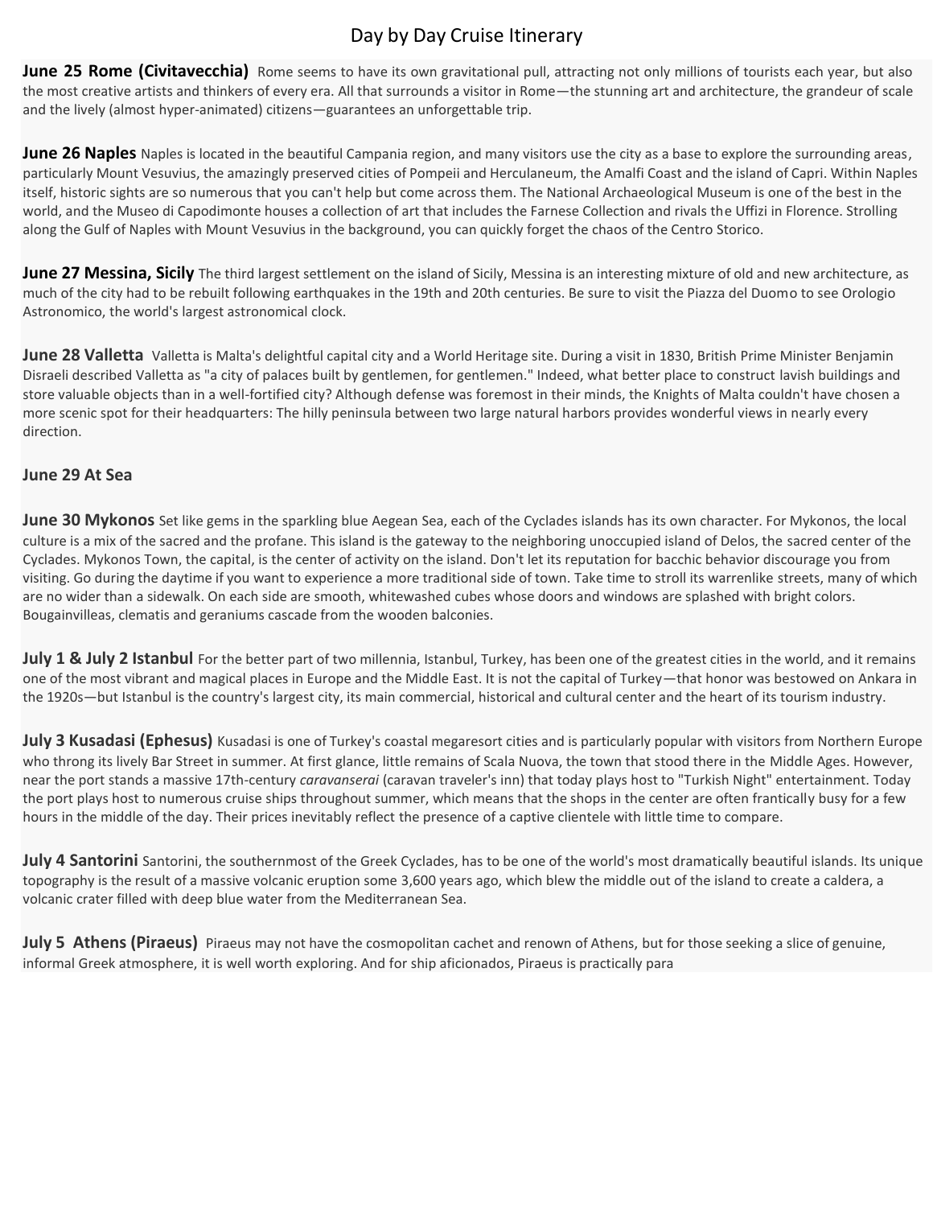# Day by Day Cruise Itinerary

**June 25 Rome (Civitavecchia)** Rome seems to have its own gravitational pull, attracting not only millions of tourists each year, but also the most creative artists and thinkers of every era. All that surrounds a visitor in Rome—the stunning art and architecture, the grandeur of scale and the lively (almost hyper-animated) citizens—guarantees an unforgettable trip.

**June 26 Naples** Naples is located in the beautiful Campania region, and many visitors use the city as a base to explore the surrounding areas, particularly Mount Vesuvius, the amazingly preserved cities of Pompeii and Herculaneum, the Amalfi Coast and the island of Capri. Within Naples itself, historic sights are so numerous that you can't help but come across them. The National Archaeological Museum is one of the best in the world, and the Museo di Capodimonte houses a collection of art that includes the Farnese Collection and rivals the Uffizi in Florence. Strolling along the Gulf of Naples with Mount Vesuvius in the background, you can quickly forget the chaos of the Centro Storico.

**June 27 Messina, Sicily** The third largest settlement on the island of Sicily, Messina is an interesting mixture of old and new architecture, as much of the city had to be rebuilt following earthquakes in the 19th and 20th centuries. Be sure to visit the Piazza del Duomo to see Orologio Astronomico, the world's largest astronomical clock.

**June 28 Valletta** Valletta is Malta's delightful capital city and a World Heritage site. During a visit in 1830, British Prime Minister Benjamin Disraeli described Valletta as "a city of palaces built by gentlemen, for gentlemen." Indeed, what better place to construct lavish buildings and store valuable objects than in a well-fortified city? Although defense was foremost in their minds, the Knights of Malta couldn't have chosen a more scenic spot for their headquarters: The hilly peninsula between two large natural harbors provides wonderful views in nearly every direction.

**June 29 At Sea**

**June 30 Mykonos** Set like gems in the sparkling blue Aegean Sea, each of the Cyclades islands has its own character. For Mykonos, the local culture is a mix of the sacred and the profane. This island is the gateway to the neighboring unoccupied island of Delos, the sacred center of the Cyclades. Mykonos Town, the capital, is the center of activity on the island. Don't let its reputation for bacchic behavior discourage you from visiting. Go during the daytime if you want to experience a more traditional side of town. Take time to stroll its warrenlike streets, many of which are no wider than a sidewalk. On each side are smooth, whitewashed cubes whose doors and windows are splashed with bright colors. Bougainvilleas, clematis and geraniums cascade from the wooden balconies.

**July 1 & July 2 Istanbul** For the better part of two millennia, Istanbul, Turkey, has been one of the greatest cities in the world, and it remains one of the most vibrant and magical places in Europe and the Middle East. It is not the capital of Turkey—that honor was bestowed on Ankara in the 1920s—but Istanbul is the country's largest city, its main commercial, historical and cultural center and the heart of its tourism industry.

**July 3 Kusadasi (Ephesus)** Kusadasi is one of Turkey's coastal megaresort cities and is particularly popular with visitors from Northern Europe who throng its lively Bar Street in summer. At first glance, little remains of Scala Nuova, the town that stood there in the Middle Ages. However, near the port stands a massive 17th-century *caravanserai* (caravan traveler's inn) that today plays host to "Turkish Night" entertainment. Today the port plays host to numerous cruise ships throughout summer, which means that the shops in the center are often frantically busy for a few hours in the middle of the day. Their prices inevitably reflect the presence of a captive clientele with little time to compare.

**July 4 Santorini** Santorini, the southernmost of the Greek Cyclades, has to be one of the world's most dramatically beautiful islands. Its unique topography is the result of a massive volcanic eruption some 3,600 years ago, which blew the middle out of the island to create a caldera, a volcanic crater filled with deep blue water from the Mediterranean Sea.

**July 5 Athens (Piraeus)** Piraeus may not have the cosmopolitan cachet and renown of Athens, but for those seeking a slice of genuine, informal Greek atmosphere, it is well worth exploring. And for ship aficionados, Piraeus is practically para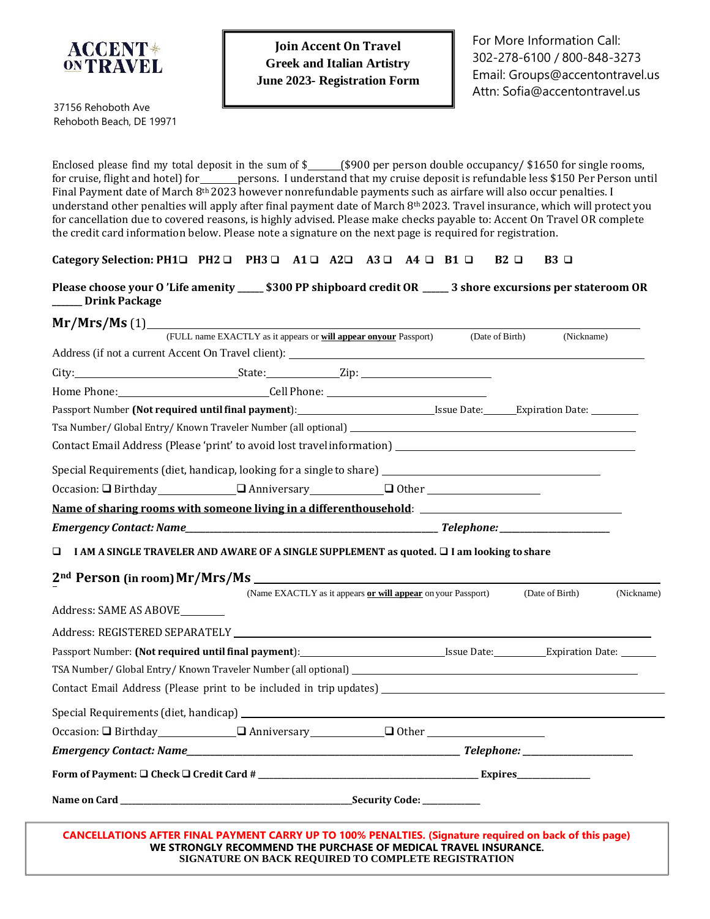**ACCENT ON TRAVEL**

37156 Rehoboth Ave
Rehoboth Beach, DE 19971

**Join Accent On Travel**
**Greek and Italian Artistry**
**June 2023- Registration Form**

For More Information Call:
302-278-6100 / 800-848-3273
Email: Groups@accentontravel.us
Attn: Sofia@accentontravel.us

Enclosed please find my total deposit in the sum of $______($900 per person double occupancy/ $1650 for single rooms, for cruise, flight and hotel) for_______persons. I understand that my cruise deposit is refundable less $150 Per Person until Final Payment date of March 8th 2023 however nonrefundable payments such as airfare will also occur penalties. I understand other penalties will apply after final payment date of March 8th 2023. Travel insurance, which will protect you for cancellation due to covered reasons, is highly advised. Please make checks payable to: Accent On Travel OR complete the credit card information below. Please note a signature on the next page is required for registration.

**Category Selection: PH1❑ PH2 ❑ PH3 ❑ A1 ❑ A2❑ A3 ❑ A4 ❑ B1 ❑ B2 ❑ B3 ❑**

**Please choose your O 'Life amenity _____ $300 PP shipboard credit OR _____ 3 shore excursions per stateroom OR ______ Drink Package**

**Mr/Mrs/Ms** (1)________________________________________________________________
(FULL name EXACTLY as it appears or **will appear onyour** Passport) (Date of Birth) (Nickname)

Address (if not a current Accent On Travel client): ____________________________________________

City:______________________State:__________Zip: ____________________

Home Phone:______________________Cell Phone: ______________________

Passport Number **(Not required until final payment)**:____________________Issue Date:______Expiration Date: ________

Tsa Number/ Global Entry/ Known Traveler Number (all optional) ____________________________________________

Contact Email Address (Please 'print' to avoid lost travel information) ______________________________________

Special Requirements (diet, handicap, looking for a single to share) ______________________________________

Occasion: ❑ Birthday_____________ ❑ Anniversary_____________ ❑ Other ____________________

**Name of sharing rooms with someone living in a differenthousehold**: ____________________________________

***Emergency Contact: Name*****_____________________________________________ *Telephone:*____________________**

❑ **I AM A SINGLE TRAVELER AND AWARE OF A SINGLE SUPPLEMENT as quoted. ❑ I am looking to share**

**2nd Person (in room) Mr/Mrs/Ms** ________________________________________________________
(Name EXACTLY as it appears **or will appear** on your Passport) (Date of Birth) (Nickname)

Address: SAME AS ABOVE________

Address: REGISTERED SEPARATELY ____________________________________________________________

Passport Number: **(Not required until final payment)**:____________________Issue Date:__________Expiration Date: _______

TSA Number/ Global Entry/ Known Traveler Number (all optional) ____________________________________________

Contact Email Address (Please print to be included in trip updates) ____________________________________________

Special Requirements (diet, handicap) ________________________________________________________________

Occasion: ❑ Birthday_____________ ❑ Anniversary_____________ ❑ Other ____________________

***Emergency Contact: Name*****_____________________________________________ *Telephone:*____________________**

**Form of Payment: ❑ Check ❑ Credit Card # ________________________________________ Expires______________**

**Name on Card ____________________________________________Security Code: ___________**

**CANCELLATIONS AFTER FINAL PAYMENT CARRY UP TO 100% PENALTIES. (Signature required on back of this page)**
**WE STRONGLY RECOMMEND THE PURCHASE OF MEDICAL TRAVEL INSURANCE.**
**SIGNATURE ON BACK REQUIRED TO COMPLETE REGISTRATION**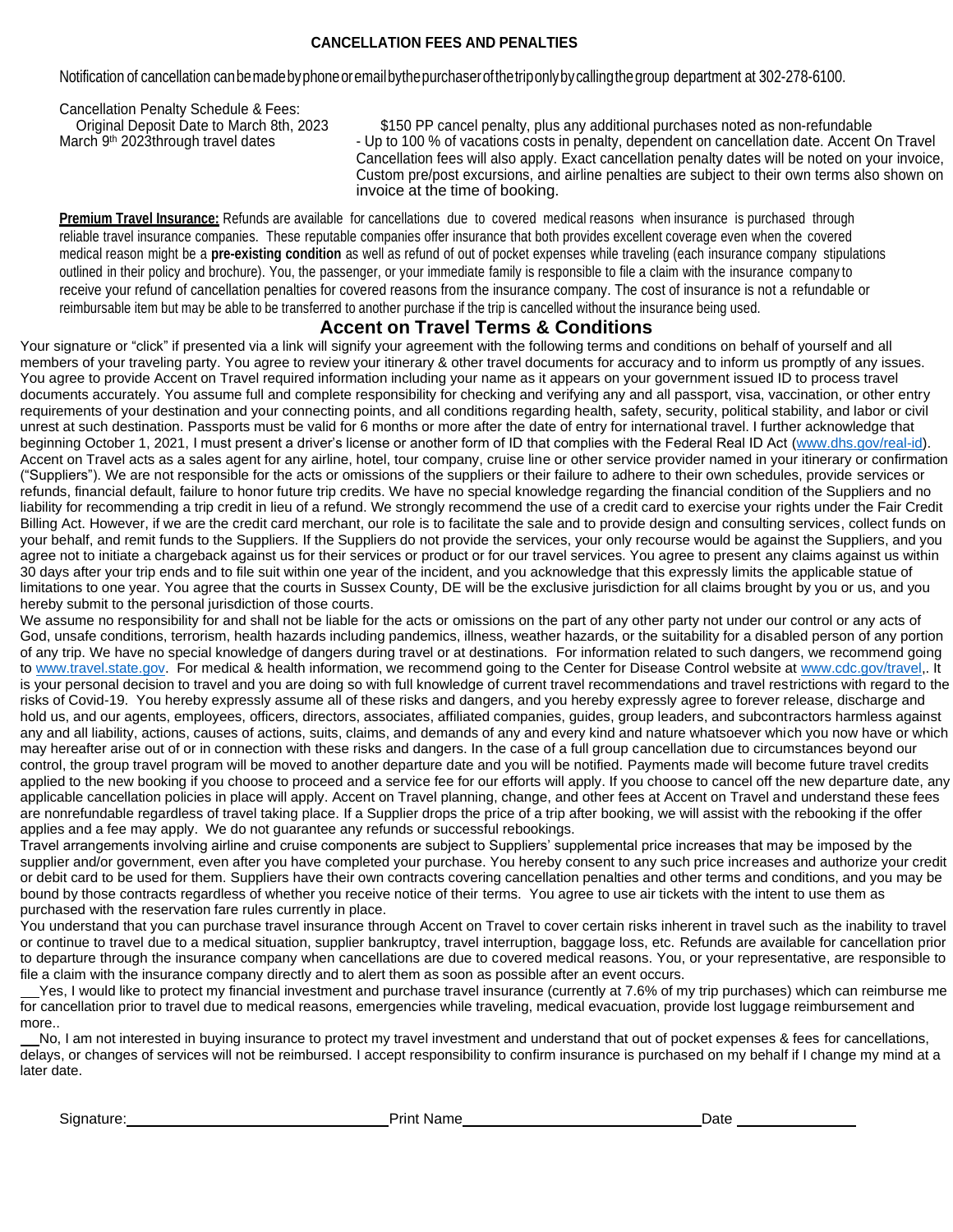## CANCELLATION FEES AND PENALTIES

Notification of cancellation can be made by phone or email by the purchaser of the trip only by calling the group department at 302-278-6100.

Cancellation Penalty Schedule & Fees:

| | |
|---|---|
| Original Deposit Date to March 8th, 2023 | $150 PP cancel penalty, plus any additional purchases noted as non-refundable |
| March 9th 2023through travel dates | - Up to 100 % of vacations costs in penalty, dependent on cancellation date. Accent On Travel Cancellation fees will also apply. Exact cancellation penalty dates will be noted on your invoice, Custom pre/post excursions, and airline penalties are subject to their own terms also shown on invoice at the time of booking. |

**Premium Travel Insurance:** Refunds are available for cancellations due to covered medical reasons when insurance is purchased through reliable travel insurance companies. These reputable companies offer insurance that both provides excellent coverage even when the covered medical reason might be a **pre-existing condition** as well as refund of out of pocket expenses while traveling (each insurance company stipulations outlined in their policy and brochure). You, the passenger, or your immediate family is responsible to file a claim with the insurance company to receive your refund of cancellation penalties for covered reasons from the insurance company. The cost of insurance is not a refundable or reimbursable item but may be able to be transferred to another purchase if the trip is cancelled without the insurance being used.

## Accent on Travel Terms & Conditions

Your signature or "click" if presented via a link will signify your agreement with the following terms and conditions on behalf of yourself and all members of your traveling party. You agree to review your itinerary & other travel documents for accuracy and to inform us promptly of any issues. You agree to provide Accent on Travel required information including your name as it appears on your government issued ID to process travel documents accurately. You assume full and complete responsibility for checking and verifying any and all passport, visa, vaccination, or other entry requirements of your destination and your connecting points, and all conditions regarding health, safety, security, political stability, and labor or civil unrest at such destination. Passports must be valid for 6 months or more after the date of entry for international travel. I further acknowledge that beginning October 1, 2021, I must present a driver's license or another form of ID that complies with the Federal Real ID Act (www.dhs.gov/real-id). Accent on Travel acts as a sales agent for any airline, hotel, tour company, cruise line or other service provider named in your itinerary or confirmation ("Suppliers"). We are not responsible for the acts or omissions of the suppliers or their failure to adhere to their own schedules, provide services or refunds, financial default, failure to honor future trip credits. We have no special knowledge regarding the financial condition of the Suppliers and no liability for recommending a trip credit in lieu of a refund. We strongly recommend the use of a credit card to exercise your rights under the Fair Credit Billing Act. However, if we are the credit card merchant, our role is to facilitate the sale and to provide design and consulting services, collect funds on your behalf, and remit funds to the Suppliers. If the Suppliers do not provide the services, your only recourse would be against the Suppliers, and you agree not to initiate a chargeback against us for their services or product or for our travel services. You agree to present any claims against us within 30 days after your trip ends and to file suit within one year of the incident, and you acknowledge that this expressly limits the applicable statue of limitations to one year. You agree that the courts in Sussex County, DE will be the exclusive jurisdiction for all claims brought by you or us, and you hereby submit to the personal jurisdiction of those courts.

We assume no responsibility for and shall not be liable for the acts or omissions on the part of any other party not under our control or any acts of God, unsafe conditions, terrorism, health hazards including pandemics, illness, weather hazards, or the suitability for a disabled person of any portion of any trip. We have no special knowledge of dangers during travel or at destinations. For information related to such dangers, we recommend going to www.travel.state.gov. For medical & health information, we recommend going to the Center for Disease Control website at www.cdc.gov/travel,. It is your personal decision to travel and you are doing so with full knowledge of current travel recommendations and travel restrictions with regard to the risks of Covid-19. You hereby expressly assume all of these risks and dangers, and you hereby expressly agree to forever release, discharge and hold us, and our agents, employees, officers, directors, associates, affiliated companies, guides, group leaders, and subcontractors harmless against any and all liability, actions, causes of actions, suits, claims, and demands of any and every kind and nature whatsoever which you now have or which may hereafter arise out of or in connection with these risks and dangers. In the case of a full group cancellation due to circumstances beyond our control, the group travel program will be moved to another departure date and you will be notified. Payments made will become future travel credits applied to the new booking if you choose to proceed and a service fee for our efforts will apply. If you choose to cancel off the new departure date, any applicable cancellation policies in place will apply. Accent on Travel planning, change, and other fees at Accent on Travel and understand these fees are nonrefundable regardless of travel taking place. If a Supplier drops the price of a trip after booking, we will assist with the rebooking if the offer applies and a fee may apply. We do not guarantee any refunds or successful rebookings.

Travel arrangements involving airline and cruise components are subject to Suppliers' supplemental price increases that may be imposed by the supplier and/or government, even after you have completed your purchase. You hereby consent to any such price increases and authorize your credit or debit card to be used for them. Suppliers have their own contracts covering cancellation penalties and other terms and conditions, and you may be bound by those contracts regardless of whether you receive notice of their terms. You agree to use air tickets with the intent to use them as purchased with the reservation fare rules currently in place.

You understand that you can purchase travel insurance through Accent on Travel to cover certain risks inherent in travel such as the inability to travel or continue to travel due to a medical situation, supplier bankruptcy, travel interruption, baggage loss, etc. Refunds are available for cancellation prior to departure through the insurance company when cancellations are due to covered medical reasons. You, or your representative, are responsible to file a claim with the insurance company directly and to alert them as soon as possible after an event occurs.

___Yes, I would like to protect my financial investment and purchase travel insurance (currently at 7.6% of my trip purchases) which can reimburse me for cancellation prior to travel due to medical reasons, emergencies while traveling, medical evacuation, provide lost luggage reimbursement and more..

___No, I am not interested in buying insurance to protect my travel investment and understand that out of pocket expenses & fees for cancellations, delays, or changes of services will not be reimbursed. I accept responsibility to confirm insurance is purchased on my behalf if I change my mind at a later date.

Signature:______________________________ Print Name____________________________ Date ______________